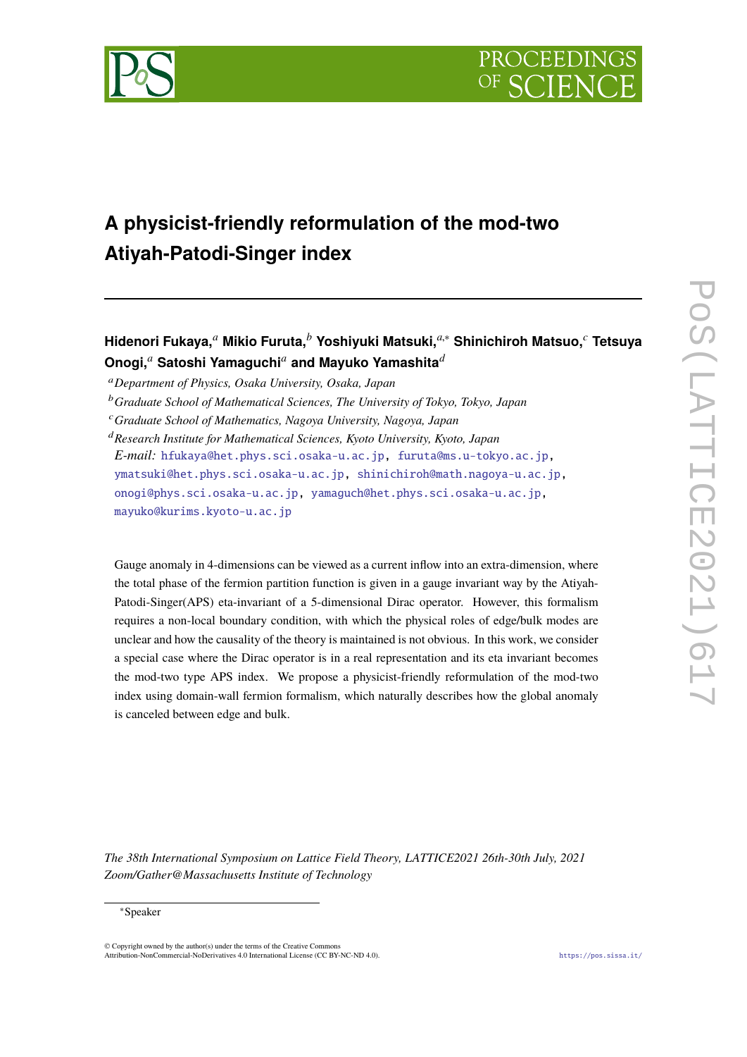# A physicist-friendly reformulation of the mod-two Atiyah-Patodi-Singer index

**Hidenori Fukaya,**[a] **Mikio Furuta,**[b] **Yoshiyuki Matsuki,**[a,*] **Shinichiroh Matsuo,**[c] **Tetsuya Onogi,**[a] **Satoshi Yamaguchi**[a] **and Mayuko Yamashita**[d]

[a] *Department of Physics, Osaka University, Osaka, Japan*
[b] *Graduate School of Mathematical Sciences, The University of Tokyo, Tokyo, Japan*
[c] *Graduate School of Mathematics, Nagoya University, Nagoya, Japan*
[d] *Research Institute for Mathematical Sciences, Kyoto University, Kyoto, Japan*
*E-mail:* hfukaya@het.phys.sci.osaka-u.ac.jp, furuta@ms.u-tokyo.ac.jp, ymatsuki@het.phys.sci.osaka-u.ac.jp, shinichiroh@math.nagoya-u.ac.jp, onogi@phys.sci.osaka-u.ac.jp, yamaguch@het.phys.sci.osaka-u.ac.jp, mayuko@kurims.kyoto-u.ac.jp

Gauge anomaly in 4-dimensions can be viewed as a current inflow into an extra-dimension, where the total phase of the fermion partition function is given in a gauge invariant way by the Atiyah-Patodi-Singer(APS) eta-invariant of a 5-dimensional Dirac operator. However, this formalism requires a non-local boundary condition, with which the physical roles of edge/bulk modes are unclear and how the causality of the theory is maintained is not obvious. In this work, we consider a special case where the Dirac operator is in a real representation and its eta invariant becomes the mod-two type APS index. We propose a physicist-friendly reformulation of the mod-two index using domain-wall fermion formalism, which naturally describes how the global anomaly is canceled between edge and bulk.

*The 38th International Symposium on Lattice Field Theory, LATTICE2021 26th-30th July, 2021 Zoom/Gather@Massachusetts Institute of Technology*

*Speaker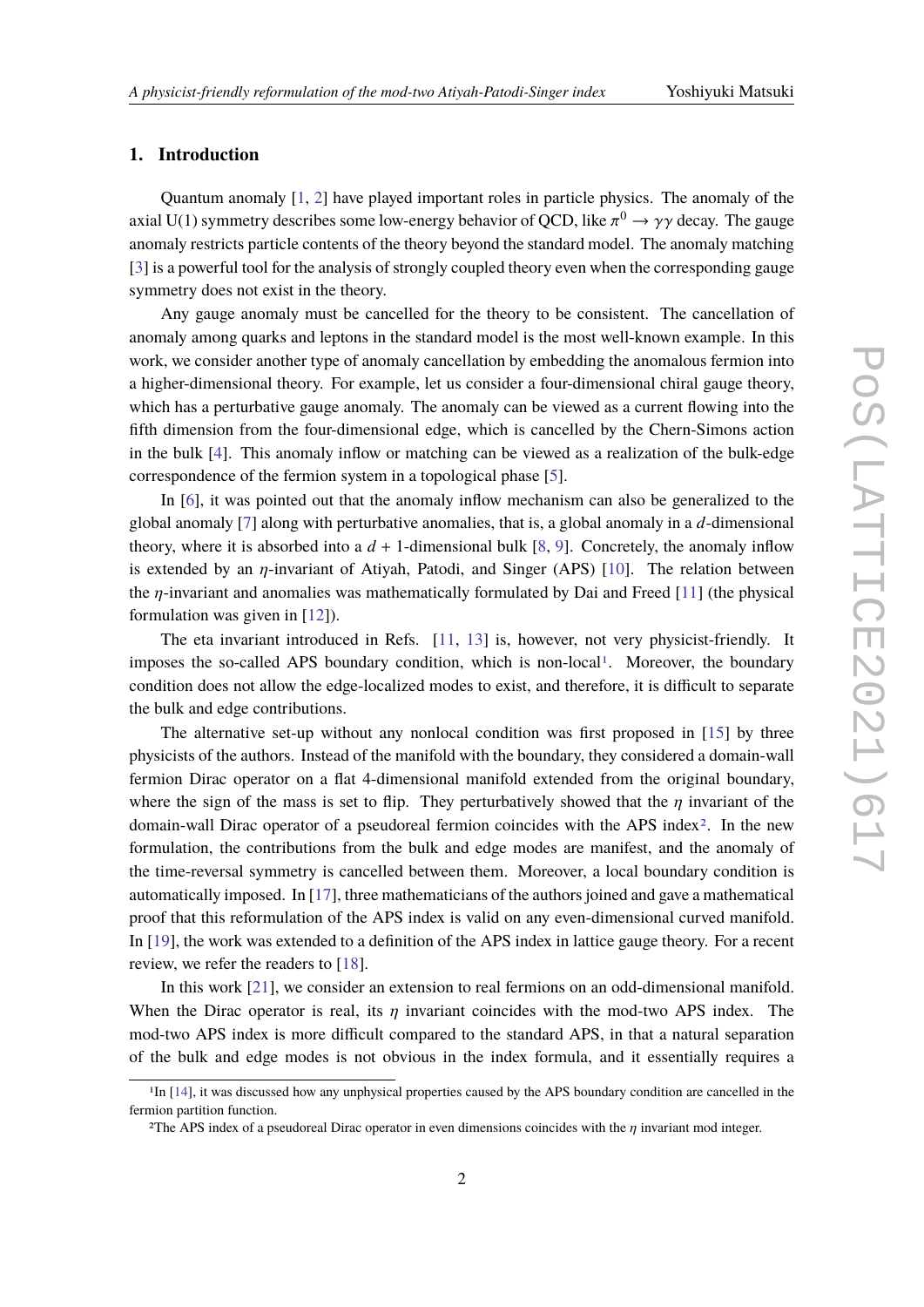## 1. Introduction

Quantum anomaly [1, 2] have played important roles in particle physics. The anomaly of the axial U(1) symmetry describes some low-energy behavior of QCD, like $\pi^0 \to \gamma\gamma$ decay. The gauge anomaly restricts particle contents of the theory beyond the standard model. The anomaly matching [3] is a powerful tool for the analysis of strongly coupled theory even when the corresponding gauge symmetry does not exist in the theory.

Any gauge anomaly must be cancelled for the theory to be consistent. The cancellation of anomaly among quarks and leptons in the standard model is the most well-known example. In this work, we consider another type of anomaly cancellation by embedding the anomalous fermion into a higher-dimensional theory. For example, let us consider a four-dimensional chiral gauge theory, which has a perturbative gauge anomaly. The anomaly can be viewed as a current flowing into the fifth dimension from the four-dimensional edge, which is cancelled by the Chern-Simons action in the bulk [4]. This anomaly inflow or matching can be viewed as a realization of the bulk-edge correspondence of the fermion system in a topological phase [5].

In [6], it was pointed out that the anomaly inflow mechanism can also be generalized to the global anomaly [7] along with perturbative anomalies, that is, a global anomaly in a $d$-dimensional theory, where it is absorbed into a $d+1$-dimensional bulk [8, 9]. Concretely, the anomaly inflow is extended by an $\eta$-invariant of Atiyah, Patodi, and Singer (APS) [10]. The relation between the $\eta$-invariant and anomalies was mathematically formulated by Dai and Freed [11] (the physical formulation was given in [12]).

The eta invariant introduced in Refs. [11, 13] is, however, not very physicist-friendly. It imposes the so-called APS boundary condition, which is non-local[1]. Moreover, the boundary condition does not allow the edge-localized modes to exist, and therefore, it is difficult to separate the bulk and edge contributions.

The alternative set-up without any nonlocal condition was first proposed in [15] by three physicists of the authors. Instead of the manifold with the boundary, they considered a domain-wall fermion Dirac operator on a flat 4-dimensional manifold extended from the original boundary, where the sign of the mass is set to flip. They perturbatively showed that the $\eta$ invariant of the domain-wall Dirac operator of a pseudoreal fermion coincides with the APS index[2]. In the new formulation, the contributions from the bulk and edge modes are manifest, and the anomaly of the time-reversal symmetry is cancelled between them. Moreover, a local boundary condition is automatically imposed. In [17], three mathematicians of the authors joined and gave a mathematical proof that this reformulation of the APS index is valid on any even-dimensional curved manifold. In [19], the work was extended to a definition of the APS index in lattice gauge theory. For a recent review, we refer the readers to [18].

In this work [21], we consider an extension to real fermions on an odd-dimensional manifold. When the Dirac operator is real, its $\eta$ invariant coincides with the mod-two APS index. The mod-two APS index is more difficult compared to the standard APS, in that a natural separation of the bulk and edge modes is not obvious in the index formula, and it essentially requires a

---

[1] In [14], it was discussed how any unphysical properties caused by the APS boundary condition are cancelled in the fermion partition function.

[2] The APS index of a pseudoreal Dirac operator in even dimensions coincides with the $\eta$ invariant mod integer.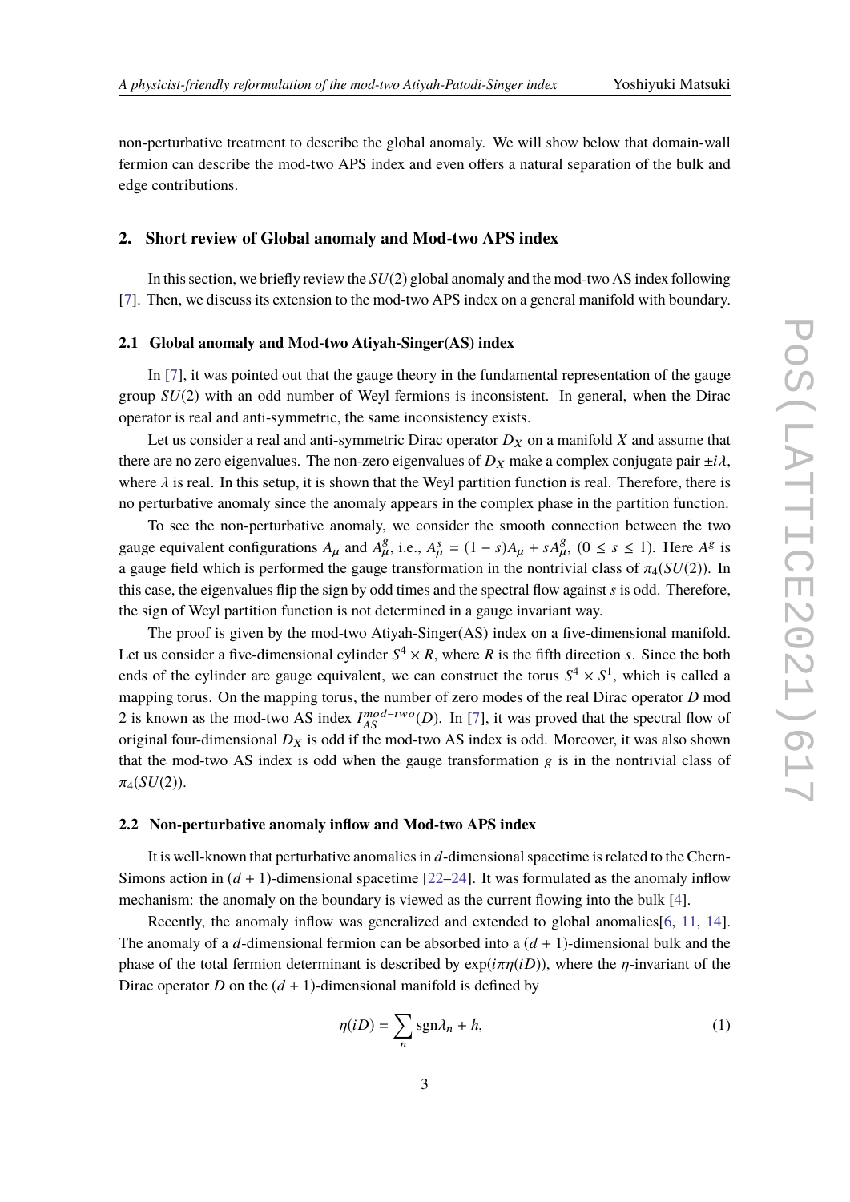non-perturbative treatment to describe the global anomaly. We will show below that domain-wall fermion can describe the mod-two APS index and even offers a natural separation of the bulk and edge contributions.

## 2. Short review of Global anomaly and Mod-two APS index

In this section, we briefly review the $SU(2)$ global anomaly and the mod-two AS index following [7]. Then, we discuss its extension to the mod-two APS index on a general manifold with boundary.

### 2.1 Global anomaly and Mod-two Atiyah-Singer(AS) index

In [7], it was pointed out that the gauge theory in the fundamental representation of the gauge group $SU(2)$ with an odd number of Weyl fermions is inconsistent. In general, when the Dirac operator is real and anti-symmetric, the same inconsistency exists.

Let us consider a real and anti-symmetric Dirac operator $D_X$ on a manifold $X$ and assume that there are no zero eigenvalues. The non-zero eigenvalues of $D_X$ make a complex conjugate pair $\pm i\lambda$, where $\lambda$ is real. In this setup, it is shown that the Weyl partition function is real. Therefore, there is no perturbative anomaly since the anomaly appears in the complex phase in the partition function.

To see the non-perturbative anomaly, we consider the smooth connection between the two gauge equivalent configurations $A_\mu$ and $A_\mu^g$, i.e., $A_\mu^s = (1-s)A_\mu + sA_\mu^g$, $(0 \leq s \leq 1)$. Here $A^g$ is a gauge field which is performed the gauge transformation in the nontrivial class of $\pi_4(SU(2))$. In this case, the eigenvalues flip the sign by odd times and the spectral flow against $s$ is odd. Therefore, the sign of Weyl partition function is not determined in a gauge invariant way.

The proof is given by the mod-two Atiyah-Singer(AS) index on a five-dimensional manifold. Let us consider a five-dimensional cylinder $S^4 \times R$, where $R$ is the fifth direction $s$. Since the both ends of the cylinder are gauge equivalent, we can construct the torus $S^4 \times S^1$, which is called a mapping torus. On the mapping torus, the number of zero modes of the real Dirac operator $D$ mod 2 is known as the mod-two AS index $I_{AS}^{mod-two}(D)$. In [7], it was proved that the spectral flow of original four-dimensional $D_X$ is odd if the mod-two AS index is odd. Moreover, it was also shown that the mod-two AS index is odd when the gauge transformation $g$ is in the nontrivial class of $\pi_4(SU(2))$.

### 2.2 Non-perturbative anomaly inflow and Mod-two APS index

It is well-known that perturbative anomalies in $d$-dimensional spacetime is related to the Chern-Simons action in $(d+1)$-dimensional spacetime [22–24]. It was formulated as the anomaly inflow mechanism: the anomaly on the boundary is viewed as the current flowing into the bulk [4].

Recently, the anomaly inflow was generalized and extended to global anomalies[6, 11, 14]. The anomaly of a $d$-dimensional fermion can be absorbed into a $(d+1)$-dimensional bulk and the phase of the total fermion determinant is described by $\exp(i\pi\eta(iD))$, where the $\eta$-invariant of the Dirac operator $D$ on the $(d+1)$-dimensional manifold is defined by

$$\eta(iD) = \sum_n \mathrm{sgn}\lambda_n + h, \tag{1}$$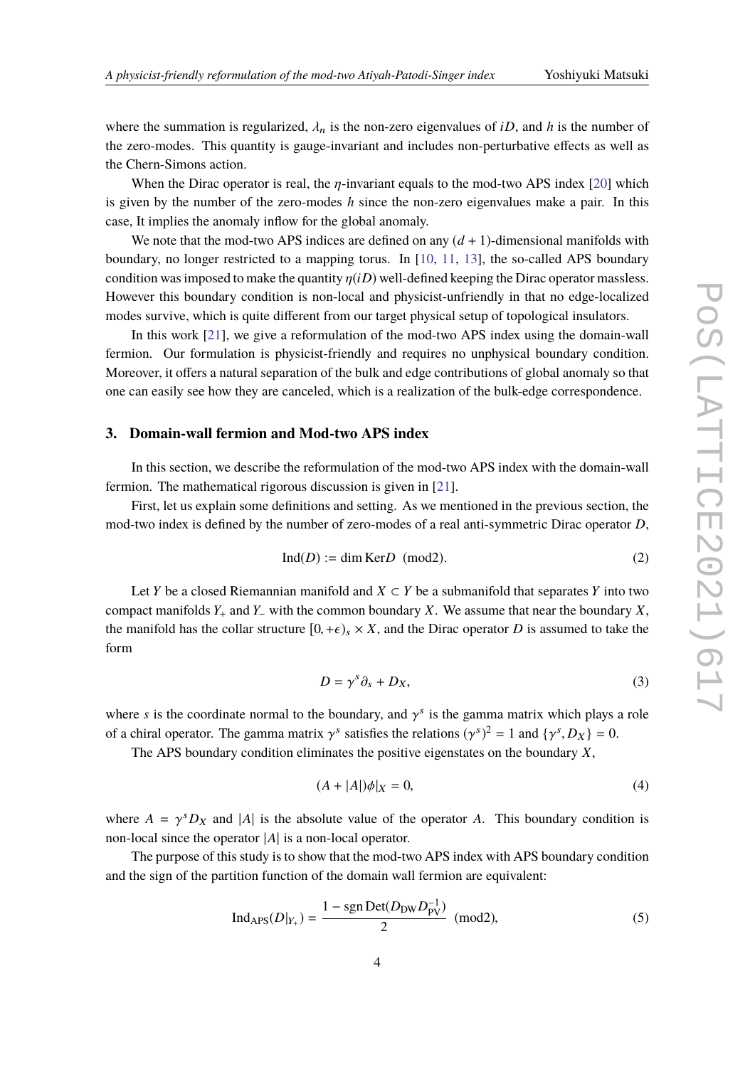where the summation is regularized, $\lambda_n$ is the non-zero eigenvalues of $iD$, and $h$ is the number of the zero-modes. This quantity is gauge-invariant and includes non-perturbative effects as well as the Chern-Simons action.

When the Dirac operator is real, the $\eta$-invariant equals to the mod-two APS index [20] which is given by the number of the zero-modes $h$ since the non-zero eigenvalues make a pair. In this case, It implies the anomaly inflow for the global anomaly.

We note that the mod-two APS indices are defined on any $(d+1)$-dimensional manifolds with boundary, no longer restricted to a mapping torus. In [10, 11, 13], the so-called APS boundary condition was imposed to make the quantity $\eta(iD)$ well-defined keeping the Dirac operator massless. However this boundary condition is non-local and physicist-unfriendly in that no edge-localized modes survive, which is quite different from our target physical setup of topological insulators.

In this work [21], we give a reformulation of the mod-two APS index using the domain-wall fermion. Our formulation is physicist-friendly and requires no unphysical boundary condition. Moreover, it offers a natural separation of the bulk and edge contributions of global anomaly so that one can easily see how they are canceled, which is a realization of the bulk-edge correspondence.

## 3. Domain-wall fermion and Mod-two APS index

In this section, we describe the reformulation of the mod-two APS index with the domain-wall fermion. The mathematical rigorous discussion is given in [21].

First, let us explain some definitions and setting. As we mentioned in the previous section, the mod-two index is defined by the number of zero-modes of a real anti-symmetric Dirac operator $D$,

$$\mathrm{Ind}(D) := \dim \mathrm{Ker} D \ \ (\mathrm{mod}2). \tag{2}$$

Let $Y$ be a closed Riemannian manifold and $X \subset Y$ be a submanifold that separates $Y$ into two compact manifolds $Y_+$ and $Y_-$ with the common boundary $X$. We assume that near the boundary $X$, the manifold has the collar structure $[0, +\epsilon)_s \times X$, and the Dirac operator $D$ is assumed to take the form

$$D = \gamma^s \partial_s + D_X, \tag{3}$$

where $s$ is the coordinate normal to the boundary, and $\gamma^s$ is the gamma matrix which plays a role of a chiral operator. The gamma matrix $\gamma^s$ satisfies the relations $(\gamma^s)^2 = 1$ and $\{\gamma^s, D_X\} = 0$.

The APS boundary condition eliminates the positive eigenstates on the boundary $X$,

$$(A + |A|)\phi|_X = 0, \tag{4}$$

where $A = \gamma^s D_X$ and $|A|$ is the absolute value of the operator $A$. This boundary condition is non-local since the operator $|A|$ is a non-local operator.

The purpose of this study is to show that the mod-two APS index with APS boundary condition and the sign of the partition function of the domain wall fermion are equivalent:

$$\mathrm{Ind}_{\mathrm{APS}}(D|_{Y_+}) = \frac{1 - \mathrm{sgn}\,\mathrm{Det}(D_{\mathrm{DW}} D_{\mathrm{PV}}^{-1})}{2} \ \ (\mathrm{mod}2), \tag{5}$$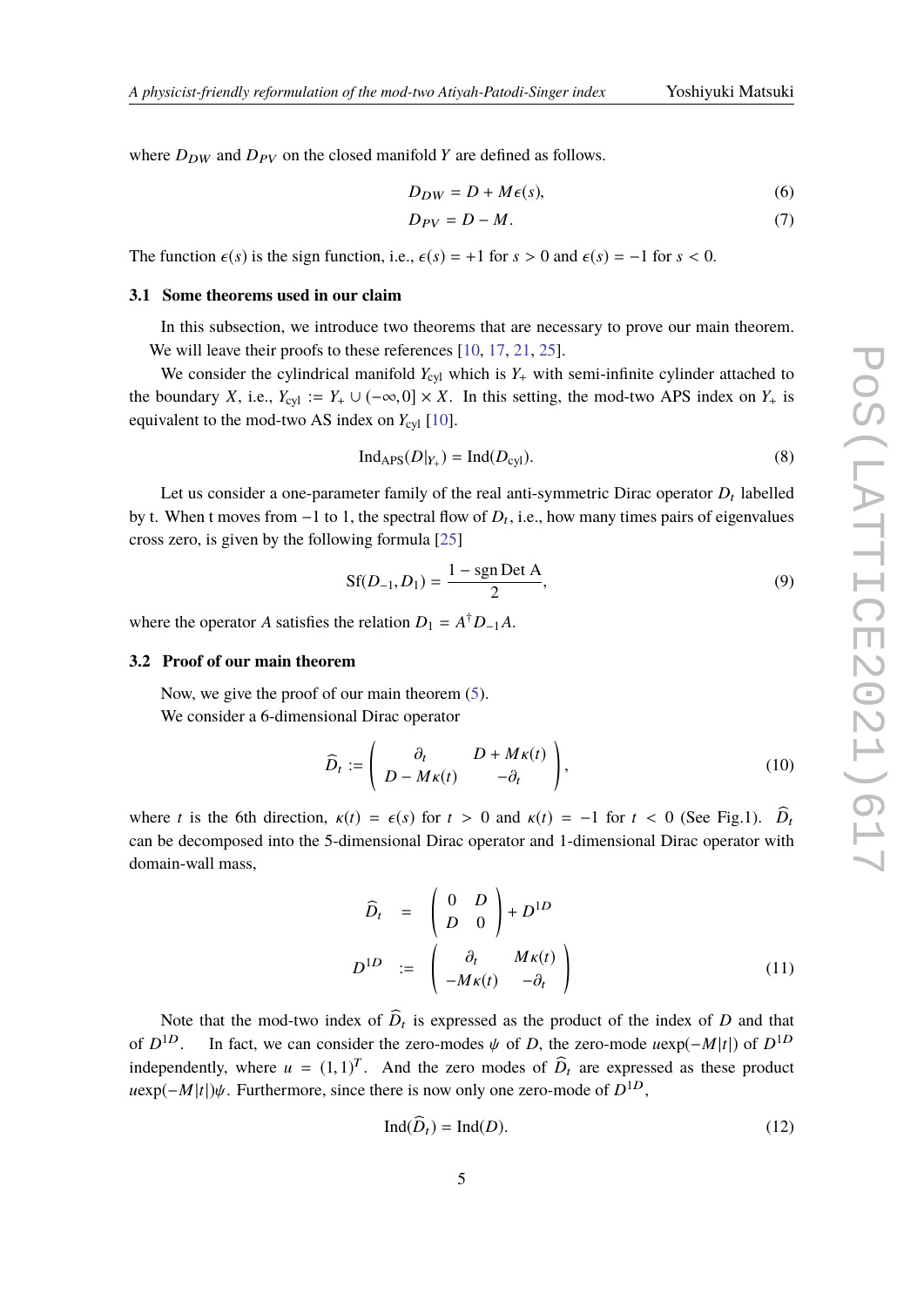where $D_{DW}$ and $D_{PV}$ on the closed manifold $Y$ are defined as follows.

$$D_{DW} = D + M\epsilon(s), \tag{6}$$

$$D_{PV} = D - M. \tag{7}$$

The function $\epsilon(s)$ is the sign function, i.e., $\epsilon(s) = +1$ for $s > 0$ and $\epsilon(s) = -1$ for $s < 0$.

### 3.1 Some theorems used in our claim

In this subsection, we introduce two theorems that are necessary to prove our main theorem. We will leave their proofs to these references [10, 17, 21, 25].

We consider the cylindrical manifold $Y_{\rm cyl}$ which is $Y_+$ with semi-infinite cylinder attached to the boundary $X$, i.e., $Y_{\rm cyl} := Y_+ \cup (-\infty, 0] \times X$. In this setting, the mod-two APS index on $Y_+$ is equivalent to the mod-two AS index on $Y_{\rm cyl}$ [10].

$$\mathrm{Ind}_{\rm APS}(D|_{Y_+}) = \mathrm{Ind}(D_{\rm cyl}). \tag{8}$$

Let us consider a one-parameter family of the real anti-symmetric Dirac operator $D_t$ labelled by t. When t moves from $-1$ to 1, the spectral flow of $D_t$, i.e., how many times pairs of eigenvalues cross zero, is given by the following formula [25]

$$\mathrm{Sf}(D_{-1}, D_1) = \frac{1 - \mathrm{sgn\,Det\,A}}{2}, \tag{9}$$

where the operator $A$ satisfies the relation $D_1 = A^\dagger D_{-1} A$.

### 3.2 Proof of our main theorem

Now, we give the proof of our main theorem (5).

We consider a 6-dimensional Dirac operator

$$\widehat{D}_t := \begin{pmatrix} \partial_t & D + M\kappa(t) \\ D - M\kappa(t) & -\partial_t \end{pmatrix}, \tag{10}$$

where $t$ is the 6th direction, $\kappa(t) = \epsilon(s)$ for $t > 0$ and $\kappa(t) = -1$ for $t < 0$ (See Fig.1). $\widehat{D}_t$ can be decomposed into the 5-dimensional Dirac operator and 1-dimensional Dirac operator with domain-wall mass,

$$\begin{aligned} \widehat{D}_t &= \begin{pmatrix} 0 & D \\ D & 0 \end{pmatrix} + D^{1D} \\ D^{1D} &:= \begin{pmatrix} \partial_t & M\kappa(t) \\ -M\kappa(t) & -\partial_t \end{pmatrix} \end{aligned} \tag{11}$$

Note that the mod-two index of $\widehat{D}_t$ is expressed as the product of the index of $D$ and that of $D^{1D}$. In fact, we can consider the zero-modes $\psi$ of $D$, the zero-mode $u\exp(-M|t|)$ of $D^{1D}$ independently, where $u = (1, 1)^T$. And the zero modes of $\widehat{D}_t$ are expressed as these product $u\exp(-M|t|)\psi$. Furthermore, since there is now only one zero-mode of $D^{1D}$,

$$\mathrm{Ind}(\widehat{D}_t) = \mathrm{Ind}(D). \tag{12}$$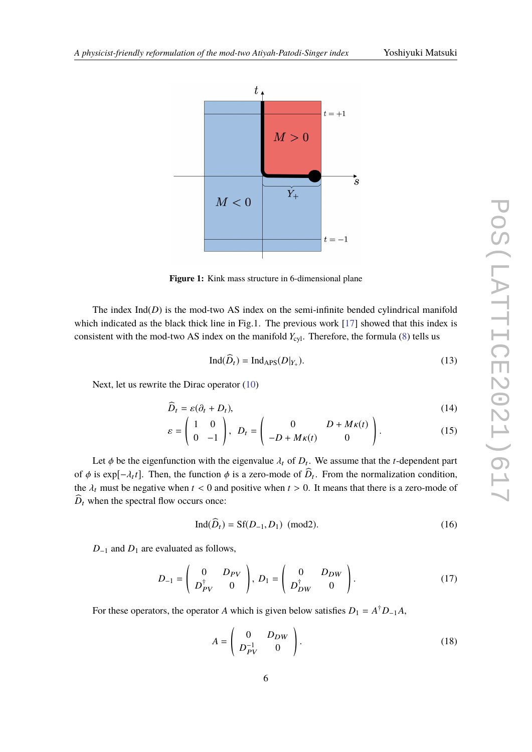**Figure 1:** Kink mass structure in 6-dimensional plane

The index $\text{Ind}(D)$ is the mod-two AS index on the semi-infinite bended cylindrical manifold which indicated as the black thick line in Fig.1. The previous work [17] showed that this index is consistent with the mod-two AS index on the manifold $Y_{\text{cyl}}$. Therefore, the formula (8) tells us

$$\text{Ind}(\widehat{D}_t) = \text{Ind}_{\text{APS}}(D|_{Y_+}). \tag{13}$$

Next, let us rewrite the Dirac operator (10)

$$\widehat{D}_t = \varepsilon(\partial_t + D_t), \tag{14}$$

$$\varepsilon = \begin{pmatrix} 1 & 0 \\ 0 & -1 \end{pmatrix}, \; D_t = \begin{pmatrix} 0 & D + M\kappa(t) \\ -D + M\kappa(t) & 0 \end{pmatrix}. \tag{15}$$

Let $\phi$ be the eigenfunction with the eigenvalue $\lambda_t$ of $D_t$. We assume that the $t$-dependent part of $\phi$ is $\exp[-\lambda_t t]$. Then, the function $\phi$ is a zero-mode of $\widehat{D}_t$. From the normalization condition, the $\lambda_t$ must be negative when $t < 0$ and positive when $t > 0$. It means that there is a zero-mode of $\widehat{D}_t$ when the spectral flow occurs once:

$$\text{Ind}(\widehat{D}_t) = \text{Sf}(D_{-1}, D_1) \;\; (\text{mod}2). \tag{16}$$

$D_{-1}$ and $D_1$ are evaluated as follows,

$$D_{-1} = \begin{pmatrix} 0 & D_{PV} \\ D_{PV}^\dagger & 0 \end{pmatrix}, \; D_1 = \begin{pmatrix} 0 & D_{DW} \\ D_{DW}^\dagger & 0 \end{pmatrix}. \tag{17}$$

For these operators, the operator $A$ which is given below satisfies $D_1 = A^\dagger D_{-1} A$,

$$A = \begin{pmatrix} 0 & D_{DW} \\ D_{PV}^{-1} & 0 \end{pmatrix}. \tag{18}$$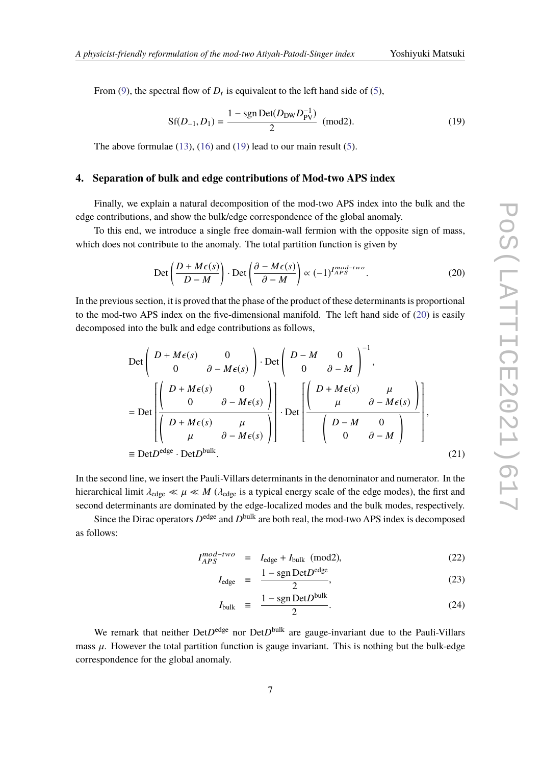From (9), the spectral flow of $D_t$ is equivalent to the left hand side of (5),

$$\mathrm{Sf}(D_{-1}, D_1) = \frac{1 - \mathrm{sgn}\,\mathrm{Det}(D_{\mathrm{DW}} D_{\mathrm{PV}}^{-1})}{2} \ \ (\mathrm{mod}2). \tag{19}$$

The above formulae (13), (16) and (19) lead to our main result (5).

## 4. Separation of bulk and edge contributions of Mod-two APS index

Finally, we explain a natural decomposition of the mod-two APS index into the bulk and the edge contributions, and show the bulk/edge correspondence of the global anomaly.

To this end, we introduce a single free domain-wall fermion with the opposite sign of mass, which does not contribute to the anomaly. The total partition function is given by

$$\mathrm{Det}\left(\frac{D + M\epsilon(s)}{D - M}\right) \cdot \mathrm{Det}\left(\frac{\partial - M\epsilon(s)}{\partial - M}\right) \propto (-1)^{I_{APS}^{mod-two}}. \tag{20}$$

In the previous section, it is proved that the phase of the product of these determinants is proportional to the mod-two APS index on the five-dimensional manifold. The left hand side of (20) is easily decomposed into the bulk and edge contributions as follows,

$$\begin{aligned}
&\mathrm{Det}\begin{pmatrix} D + M\epsilon(s) & 0 \\ 0 & \partial - M\epsilon(s) \end{pmatrix} \cdot \mathrm{Det}\begin{pmatrix} D - M & 0 \\ 0 & \partial - M \end{pmatrix}^{-1}, \\
&= \mathrm{Det}\left[\frac{\begin{pmatrix} D + M\epsilon(s) & 0 \\ 0 & \partial - M\epsilon(s) \end{pmatrix}}{\begin{pmatrix} D + M\epsilon(s) & \mu \\ \mu & \partial - M\epsilon(s) \end{pmatrix}}\right] \cdot \mathrm{Det}\left[\frac{\begin{pmatrix} D + M\epsilon(s) & \mu \\ \mu & \partial - M\epsilon(s) \end{pmatrix}}{\begin{pmatrix} D - M & 0 \\ 0 & \partial - M \end{pmatrix}}\right], \\
&\equiv \mathrm{Det}D^{\mathrm{edge}} \cdot \mathrm{Det}D^{\mathrm{bulk}}.
\end{aligned} \tag{21}$$

In the second line, we insert the Pauli-Villars determinants in the denominator and numerator. In the hierarchical limit $\lambda_{\mathrm{edge}} \ll \mu \ll M$ ($\lambda_{\mathrm{edge}}$ is a typical energy scale of the edge modes), the first and second determinants are dominated by the edge-localized modes and the bulk modes, respectively.

Since the Dirac operators $D^{\mathrm{edge}}$ and $D^{\mathrm{bulk}}$ are both real, the mod-two APS index is decomposed as follows:

$$I_{APS}^{mod-two} = I_{\mathrm{edge}} + I_{\mathrm{bulk}} \ \ (\mathrm{mod}2), \tag{22}$$

$$I_{\mathrm{edge}} \equiv \frac{1 - \mathrm{sgn}\,\mathrm{Det}D^{\mathrm{edge}}}{2}, \tag{23}$$

$$I_{\mathrm{bulk}} \equiv \frac{1 - \mathrm{sgn}\,\mathrm{Det}D^{\mathrm{bulk}}}{2}. \tag{24}$$

We remark that neither $\mathrm{Det}D^{\mathrm{edge}}$ nor $\mathrm{Det}D^{\mathrm{bulk}}$ are gauge-invariant due to the Pauli-Villars mass $\mu$. However the total partition function is gauge invariant. This is nothing but the bulk-edge correspondence for the global anomaly.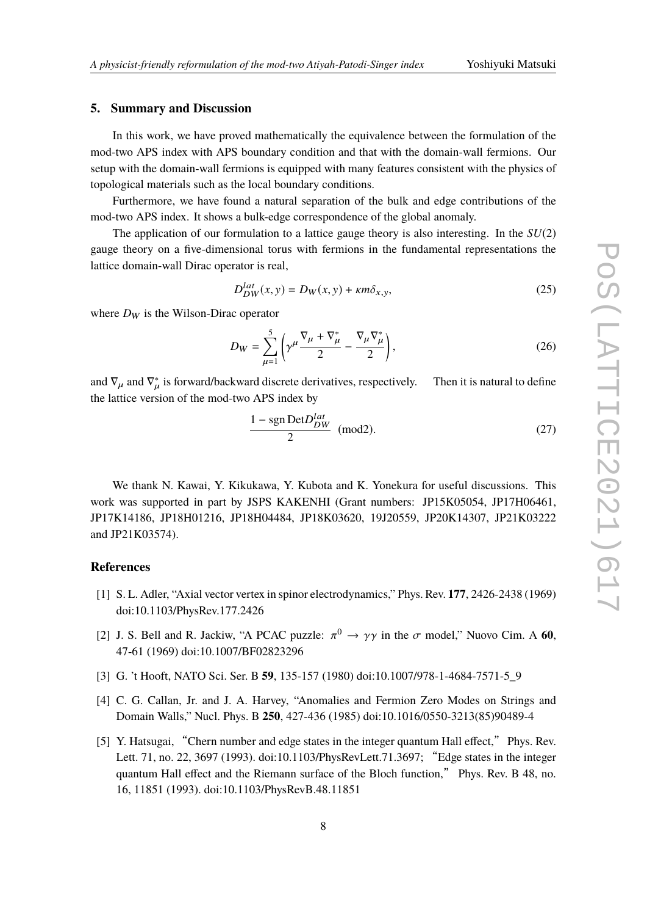## 5. Summary and Discussion

In this work, we have proved mathematically the equivalence between the formulation of the mod-two APS index with APS boundary condition and that with the domain-wall fermions. Our setup with the domain-wall fermions is equipped with many features consistent with the physics of topological materials such as the local boundary conditions.

Furthermore, we have found a natural separation of the bulk and edge contributions of the mod-two APS index. It shows a bulk-edge correspondence of the global anomaly.

The application of our formulation to a lattice gauge theory is also interesting. In the $SU(2)$ gauge theory on a five-dimensional torus with fermions in the fundamental representations the lattice domain-wall Dirac operator is real,

$$D_{DW}^{lat}(x,y) = D_W(x,y) + \kappa m \delta_{x,y}, \tag{25}$$

where $D_W$ is the Wilson-Dirac operator

$$D_W = \sum_{\mu=1}^{5} \left( \gamma^\mu \frac{\nabla_\mu + \nabla_\mu^*}{2} - \frac{\nabla_\mu \nabla_\mu^*}{2} \right), \tag{26}$$

and $\nabla_\mu$ and $\nabla_\mu^*$ is forward/backward discrete derivatives, respectively. Then it is natural to define the lattice version of the mod-two APS index by

$$\frac{1 - \mathrm{sgn}\, \mathrm{Det} D_{DW}^{lat}}{2} \quad (\mathrm{mod} 2). \tag{27}$$

We thank N. Kawai, Y. Kikukawa, Y. Kubota and K. Yonekura for useful discussions. This work was supported in part by JSPS KAKENHI (Grant numbers: JP15K05054, JP17H06461, JP17K14186, JP18H01216, JP18H04484, JP18K03620, 19J20559, JP20K14307, JP21K03222 and JP21K03574).

## References

[1] S. L. Adler, "Axial vector vertex in spinor electrodynamics," Phys. Rev. **177**, 2426-2438 (1969) doi:10.1103/PhysRev.177.2426

[2] J. S. Bell and R. Jackiw, "A PCAC puzzle: $\pi^0 \to \gamma\gamma$ in the $\sigma$ model," Nuovo Cim. A **60**, 47-61 (1969) doi:10.1007/BF02823296

[3] G. 't Hooft, NATO Sci. Ser. B **59**, 135-157 (1980) doi:10.1007/978-1-4684-7571-5_9

[4] C. G. Callan, Jr. and J. A. Harvey, "Anomalies and Fermion Zero Modes on Strings and Domain Walls," Nucl. Phys. B **250**, 427-436 (1985) doi:10.1016/0550-3213(85)90489-4

[5] Y. Hatsugai, "Chern number and edge states in the integer quantum Hall effect," Phys. Rev. Lett. 71, no. 22, 3697 (1993). doi:10.1103/PhysRevLett.71.3697; "Edge states in the integer quantum Hall effect and the Riemann surface of the Bloch function," Phys. Rev. B 48, no. 16, 11851 (1993). doi:10.1103/PhysRevB.48.11851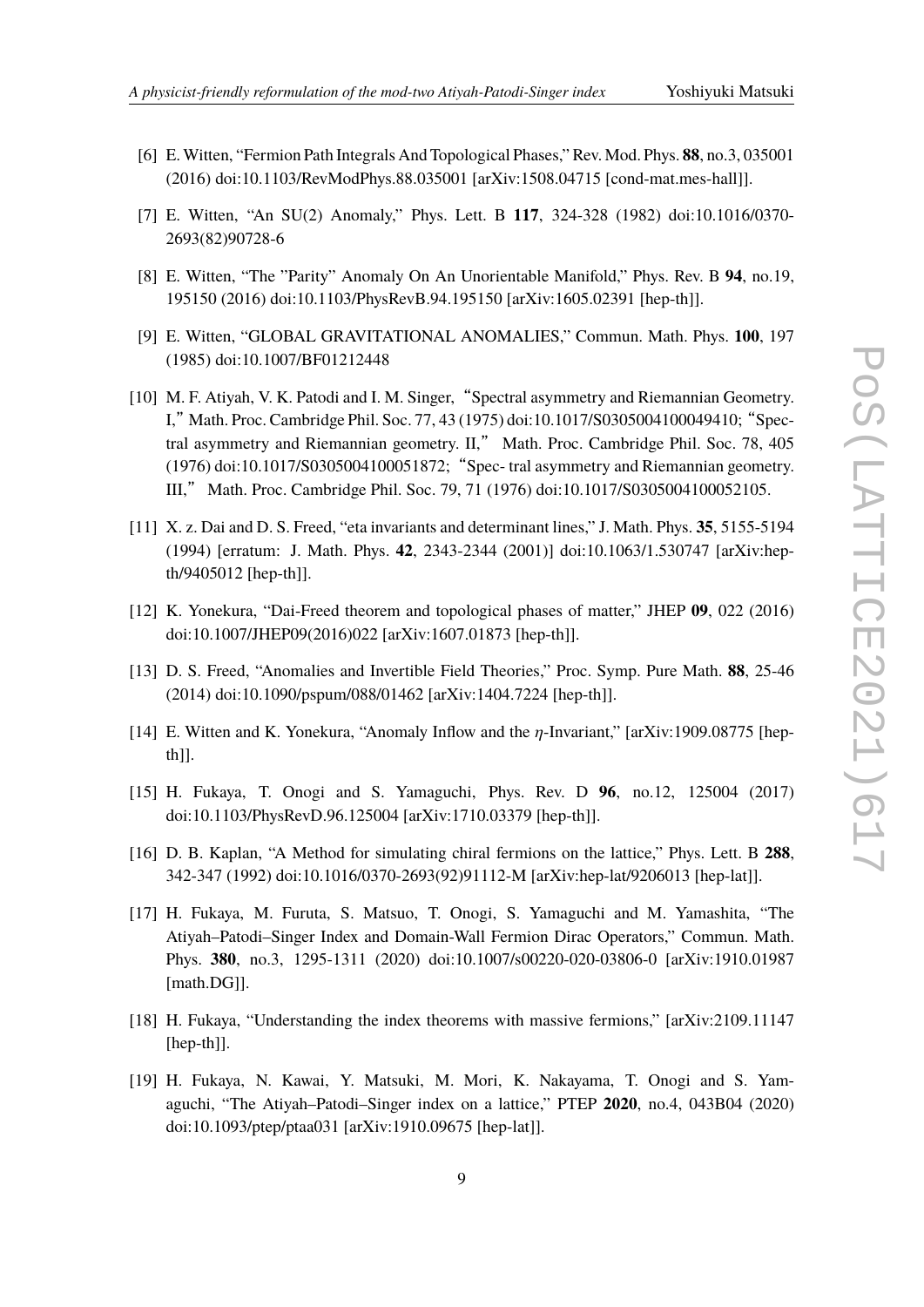[6] E. Witten, "Fermion Path Integrals And Topological Phases," Rev. Mod. Phys. **88**, no.3, 035001 (2016) doi:10.1103/RevModPhys.88.035001 [arXiv:1508.04715 [cond-mat.mes-hall]].

[7] E. Witten, "An SU(2) Anomaly," Phys. Lett. B **117**, 324-328 (1982) doi:10.1016/0370-2693(82)90728-6

[8] E. Witten, "The "Parity" Anomaly On An Unorientable Manifold," Phys. Rev. B **94**, no.19, 195150 (2016) doi:10.1103/PhysRevB.94.195150 [arXiv:1605.02391 [hep-th]].

[9] E. Witten, "GLOBAL GRAVITATIONAL ANOMALIES," Commun. Math. Phys. **100**, 197 (1985) doi:10.1007/BF01212448

[10] M. F. Atiyah, V. K. Patodi and I. M. Singer, "Spectral asymmetry and Riemannian Geometry. I," Math. Proc. Cambridge Phil. Soc. 77, 43 (1975) doi:10.1017/S0305004100049410; "Spectral asymmetry and Riemannian geometry. II," Math. Proc. Cambridge Phil. Soc. 78, 405 (1976) doi:10.1017/S0305004100051872; "Spec- tral asymmetry and Riemannian geometry. III," Math. Proc. Cambridge Phil. Soc. 79, 71 (1976) doi:10.1017/S0305004100052105.

[11] X. z. Dai and D. S. Freed, "eta invariants and determinant lines," J. Math. Phys. **35**, 5155-5194 (1994) [erratum: J. Math. Phys. **42**, 2343-2344 (2001)] doi:10.1063/1.530747 [arXiv:hep-th/9405012 [hep-th]].

[12] K. Yonekura, "Dai-Freed theorem and topological phases of matter," JHEP **09**, 022 (2016) doi:10.1007/JHEP09(2016)022 [arXiv:1607.01873 [hep-th]].

[13] D. S. Freed, "Anomalies and Invertible Field Theories," Proc. Symp. Pure Math. **88**, 25-46 (2014) doi:10.1090/pspum/088/01462 [arXiv:1404.7224 [hep-th]].

[14] E. Witten and K. Yonekura, "Anomaly Inflow and the $\eta$-Invariant," [arXiv:1909.08775 [hep-th]].

[15] H. Fukaya, T. Onogi and S. Yamaguchi, Phys. Rev. D **96**, no.12, 125004 (2017) doi:10.1103/PhysRevD.96.125004 [arXiv:1710.03379 [hep-th]].

[16] D. B. Kaplan, "A Method for simulating chiral fermions on the lattice," Phys. Lett. B **288**, 342-347 (1992) doi:10.1016/0370-2693(92)91112-M [arXiv:hep-lat/9206013 [hep-lat]].

[17] H. Fukaya, M. Furuta, S. Matsuo, T. Onogi, S. Yamaguchi and M. Yamashita, "The Atiyah–Patodi–Singer Index and Domain-Wall Fermion Dirac Operators," Commun. Math. Phys. **380**, no.3, 1295-1311 (2020) doi:10.1007/s00220-020-03806-0 [arXiv:1910.01987 [math.DG]].

[18] H. Fukaya, "Understanding the index theorems with massive fermions," [arXiv:2109.11147 [hep-th]].

[19] H. Fukaya, N. Kawai, Y. Matsuki, M. Mori, K. Nakayama, T. Onogi and S. Yamaguchi, "The Atiyah–Patodi–Singer index on a lattice," PTEP **2020**, no.4, 043B04 (2020) doi:10.1093/ptep/ptaa031 [arXiv:1910.09675 [hep-lat]].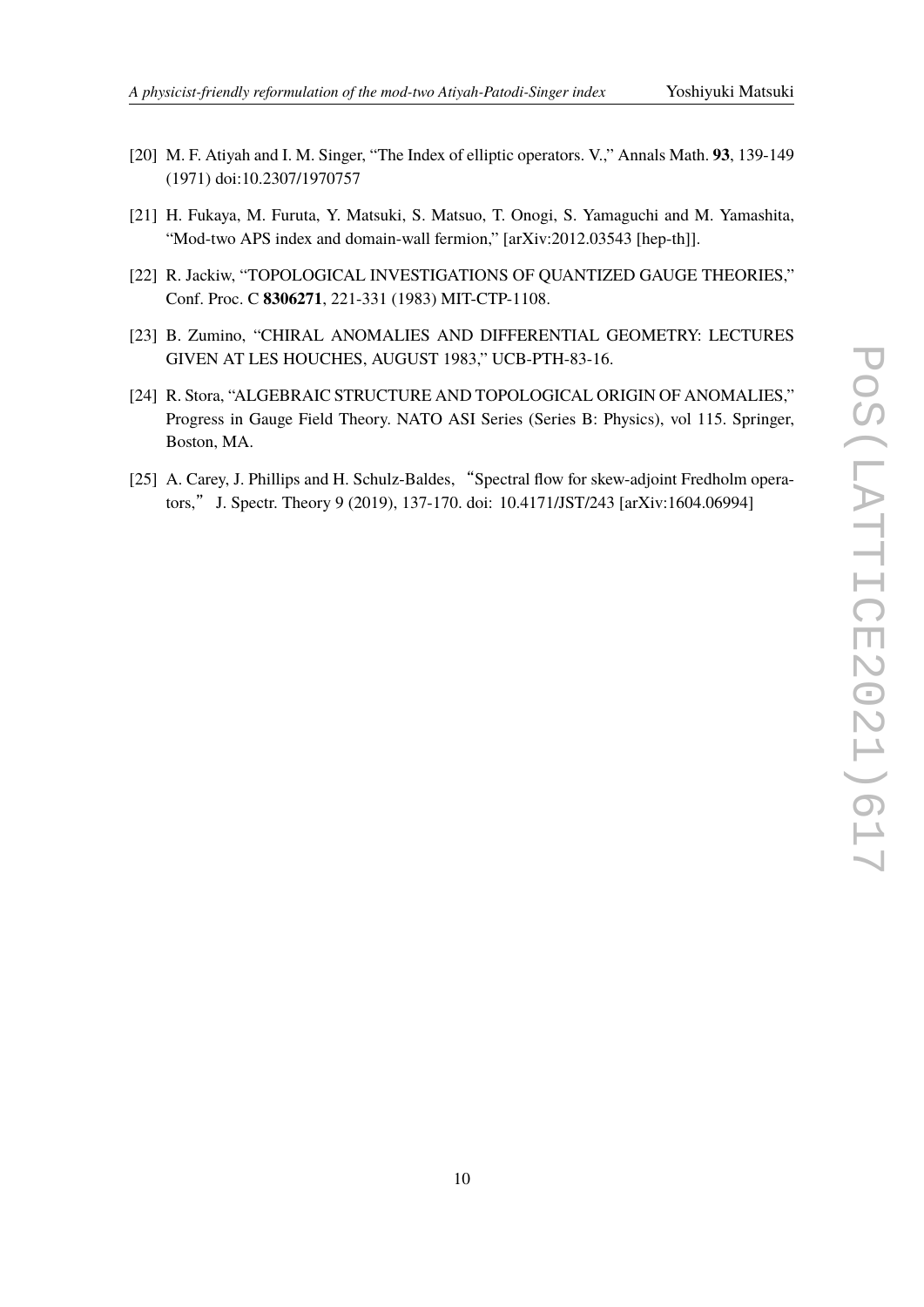[20] M. F. Atiyah and I. M. Singer, "The Index of elliptic operators. V.," Annals Math. **93**, 139-149 (1971) doi:10.2307/1970757

[21] H. Fukaya, M. Furuta, Y. Matsuki, S. Matsuo, T. Onogi, S. Yamaguchi and M. Yamashita, "Mod-two APS index and domain-wall fermion," [arXiv:2012.03543 [hep-th]].

[22] R. Jackiw, "TOPOLOGICAL INVESTIGATIONS OF QUANTIZED GAUGE THEORIES," Conf. Proc. C **8306271**, 221-331 (1983) MIT-CTP-1108.

[23] B. Zumino, "CHIRAL ANOMALIES AND DIFFERENTIAL GEOMETRY: LECTURES GIVEN AT LES HOUCHES, AUGUST 1983," UCB-PTH-83-16.

[24] R. Stora, "ALGEBRAIC STRUCTURE AND TOPOLOGICAL ORIGIN OF ANOMALIES," Progress in Gauge Field Theory. NATO ASI Series (Series B: Physics), vol 115. Springer, Boston, MA.

[25] A. Carey, J. Phillips and H. Schulz-Baldes, "Spectral flow for skew-adjoint Fredholm operators," J. Spectr. Theory 9 (2019), 137-170. doi: 10.4171/JST/243 [arXiv:1604.06994]